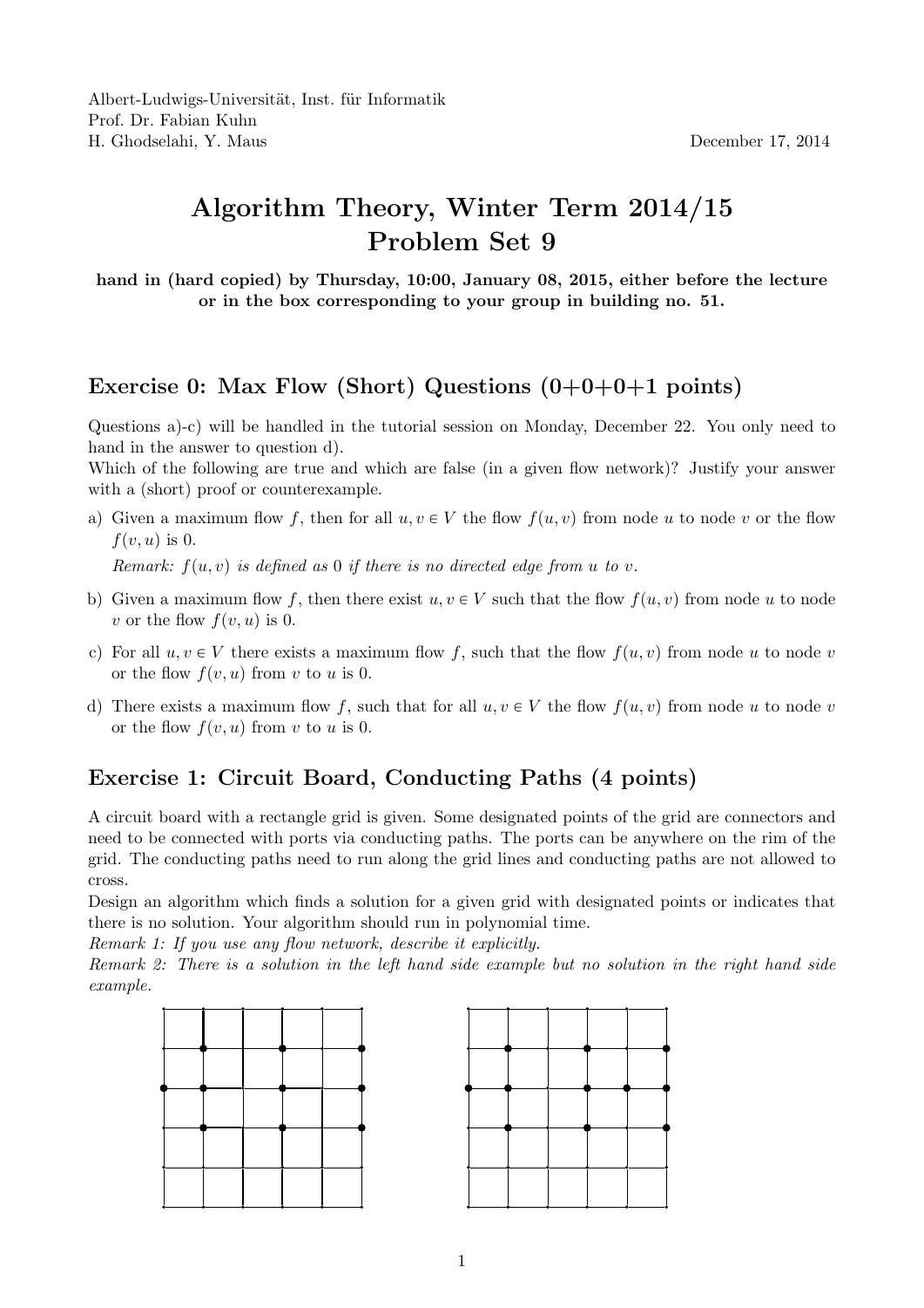Albert-Ludwigs-Universität, Inst. für Informatik
Prof. Dr. Fabian Kuhn
H. Ghodselahi, Y. Maus

December 17, 2014

# Algorithm Theory, Winter Term 2014/15
# Problem Set 9

**hand in (hard copied) by Thursday, 10:00, January 08, 2015, either before the lecture or in the box corresponding to your group in building no. 51.**

## Exercise 0: Max Flow (Short) Questions (0+0+0+1 points)

Questions a)-c) will be handled in the tutorial session on Monday, December 22. You only need to hand in the answer to question d).

Which of the following are true and which are false (in a given flow network)? Justify your answer with a (short) proof or counterexample.

a) Given a maximum flow $f$, then for all $u, v \in V$ the flow $f(u,v)$ from node $u$ to node $v$ or the flow $f(v,u)$ is 0.

   *Remark: $f(u,v)$ is defined as 0 if there is no directed edge from $u$ to $v$.*

b) Given a maximum flow $f$, then there exist $u, v \in V$ such that the flow $f(u,v)$ from node $u$ to node $v$ or the flow $f(v,u)$ is 0.

c) For all $u, v \in V$ there exists a maximum flow $f$, such that the flow $f(u,v)$ from node $u$ to node $v$ or the flow $f(v,u)$ from $v$ to $u$ is 0.

d) There exists a maximum flow $f$, such that for all $u, v \in V$ the flow $f(u,v)$ from node $u$ to node $v$ or the flow $f(v,u)$ from $v$ to $u$ is 0.

## Exercise 1: Circuit Board, Conducting Paths (4 points)

A circuit board with a rectangle grid is given. Some designated points of the grid are connectors and need to be connected with ports via conducting paths. The ports can be anywhere on the rim of the grid. The conducting paths need to run along the grid lines and conducting paths are not allowed to cross.

Design an algorithm which finds a solution for a given grid with designated points or indicates that there is no solution. Your algorithm should run in polynomial time.

*Remark 1: If you use any flow network, describe it explicitly.*

*Remark 2: There is a solution in the left hand side example but no solution in the right hand side example.*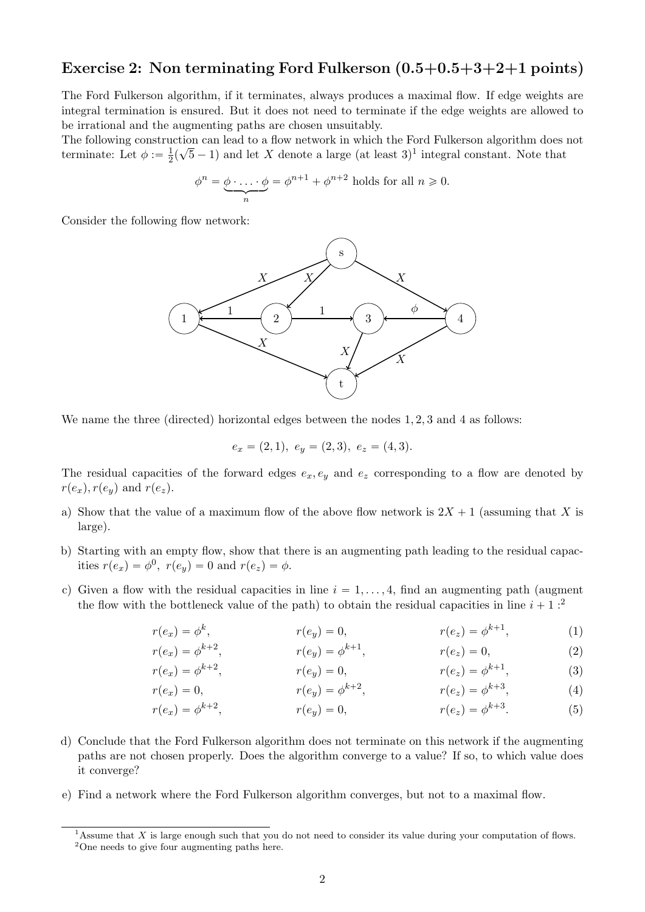## Exercise 2: Non terminating Ford Fulkerson (0.5+0.5+3+2+1 points)

The Ford Fulkerson algorithm, if it terminates, always produces a maximal flow. If edge weights are integral termination is ensured. But it does not need to terminate if the edge weights are allowed to be irrational and the augmenting paths are chosen unsuitably.

The following construction can lead to a flow network in which the Ford Fulkerson algorithm does not terminate: Let $\phi := \frac{1}{2}(\sqrt{5} - 1)$ and let $X$ denote a large (at least 3)[1] integral constant. Note that

$$\phi^n = \underbrace{\phi \cdot \ldots \cdot \phi}_{n} = \phi^{n+1} + \phi^{n+2} \text{ holds for all } n \geqslant 0.$$

Consider the following flow network:

s
X
X
X
1
1
2
1
3
$\phi$
4
X
X
X
t

We name the three (directed) horizontal edges between the nodes 1, 2, 3 and 4 as follows:

$$e_x = (2, 1),\ e_y = (2, 3),\ e_z = (4, 3).$$

The residual capacities of the forward edges $e_x, e_y$ and $e_z$ corresponding to a flow are denoted by $r(e_x), r(e_y)$ and $r(e_z)$.

a) Show that the value of a maximum flow of the above flow network is $2X + 1$ (assuming that $X$ is large).

b) Starting with an empty flow, show that there is an augmenting path leading to the residual capacities $r(e_x) = \phi^0,\ r(e_y) = 0$ and $r(e_z) = \phi$.

c) Given a flow with the residual capacities in line $i = 1, \ldots, 4$, find an augmenting path (augment the flow with the bottleneck value of the path) to obtain the residual capacities in line $i + 1$ :[2]

$$
\begin{aligned}
r(e_x) &= \phi^k, & r(e_y) &= 0, & r(e_z) &= \phi^{k+1}, & (1)\\
r(e_x) &= \phi^{k+2}, & r(e_y) &= \phi^{k+1}, & r(e_z) &= 0, & (2)\\
r(e_x) &= \phi^{k+2}, & r(e_y) &= 0, & r(e_z) &= \phi^{k+1}, & (3)\\
r(e_x) &= 0, & r(e_y) &= \phi^{k+2}, & r(e_z) &= \phi^{k+3}, & (4)\\
r(e_x) &= \phi^{k+2}, & r(e_y) &= 0, & r(e_z) &= \phi^{k+3}. & (5)
\end{aligned}
$$

d) Conclude that the Ford Fulkerson algorithm does not terminate on this network if the augmenting paths are not chosen properly. Does the algorithm converge to a value? If so, to which value does it converge?

e) Find a network where the Ford Fulkerson algorithm converges, but not to a maximal flow.

---

[1] Assume that $X$ is large enough such that you do not need to consider its value during your computation of flows.

[2] One needs to give four augmenting paths here.